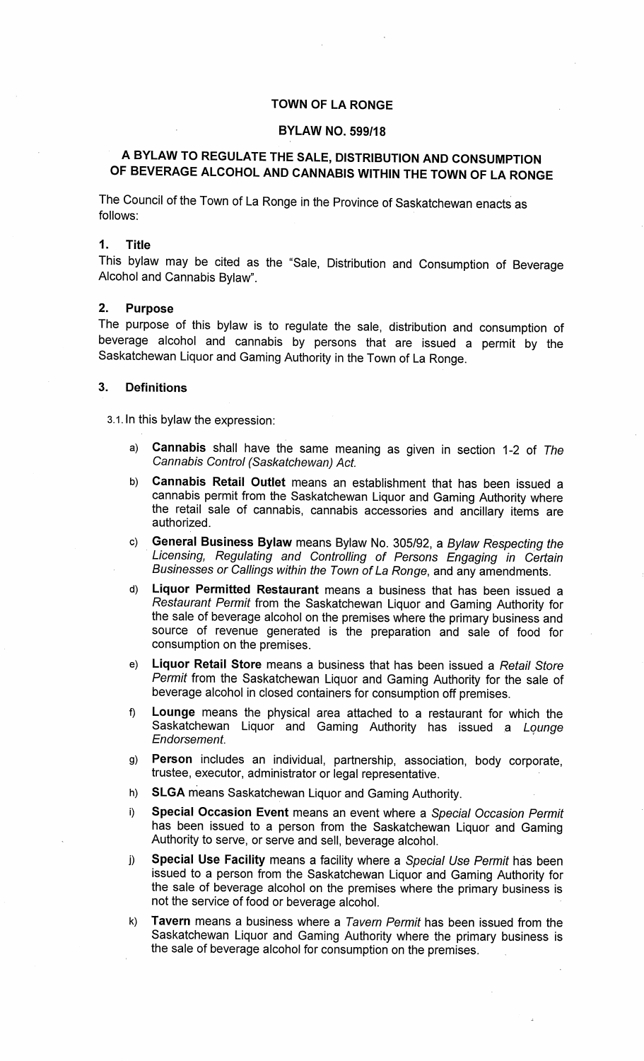# TOWN OF LA RONGE

## BYLAW NO. 599/18

## A BYLAW TO REGULATE THE SALE, DISTRIBUTION AND CONSUMPTION OF BEVERAGE ALCOHOL AND CANNABIS WITHIN THE TOWN OF LA RONGE

The Council of the Town of La Ronge in the Province of Saskatchewan enacts as follows:

### 1. Title

This bylaw may be cited as the "Sale, Distribution and Consumption of Beverage Alcohol and Cannabis Bylaw".

### 2. Purpose

The purpose of this bylaw is to regulate the sale, distribution and consumption of beverage alcohol and cannabis by persons that are issued a permit by the Saskatchewan Liquor and Gaming Authority in the Town of La Ronge.

### 3. Definitions

3.1. In this bylaw the expression:

a) **Cannabis** shall have the same meaning as given in section 1-2 of *The Cannabis Control (Saskatchewan) Act.*

b) **Cannabis Retail Outlet** means an establishment that has been issued a cannabis permit from the Saskatchewan Liquor and Gaming Authority where the retail sale of cannabis, cannabis accessories and ancillary items are authorized.

c) **General Business Bylaw** means Bylaw No. 305/92, a *Bylaw Respecting the Licensing, Regulating and Controlling of Persons Engaging in Certain Businesses or Callings within the Town of La Ronge*, and any amendments.

d) **Liquor Permitted Restaurant** means a business that has been issued a *Restaurant Permit* from the Saskatchewan Liquor and Gaming Authority for the sale of beverage alcohol on the premises where the primary business and source of revenue generated is the preparation and sale of food for consumption on the premises.

e) **Liquor Retail Store** means a business that has been issued a *Retail Store Permit* from the Saskatchewan Liquor and Gaming Authority for the sale of beverage alcohol in closed containers for consumption off premises.

f) **Lounge** means the physical area attached to a restaurant for which the Saskatchewan Liquor and Gaming Authority has issued a *Lounge Endorsement*.

g) **Person** includes an individual, partnership, association, body corporate, trustee, executor, administrator or legal representative.

h) **SLGA** means Saskatchewan Liquor and Gaming Authority.

i) **Special Occasion Event** means an event where a *Special Occasion Permit* has been issued to a person from the Saskatchewan Liquor and Gaming Authority to serve, or serve and sell, beverage alcohol.

j) **Special Use Facility** means a facility where a *Special Use Permit* has been issued to a person from the Saskatchewan Liquor and Gaming Authority for the sale of beverage alcohol on the premises where the primary business is not the service of food or beverage alcohol.

k) **Tavern** means a business where a *Tavern Permit* has been issued from the Saskatchewan Liquor and Gaming Authority where the primary business is the sale of beverage alcohol for consumption on the premises.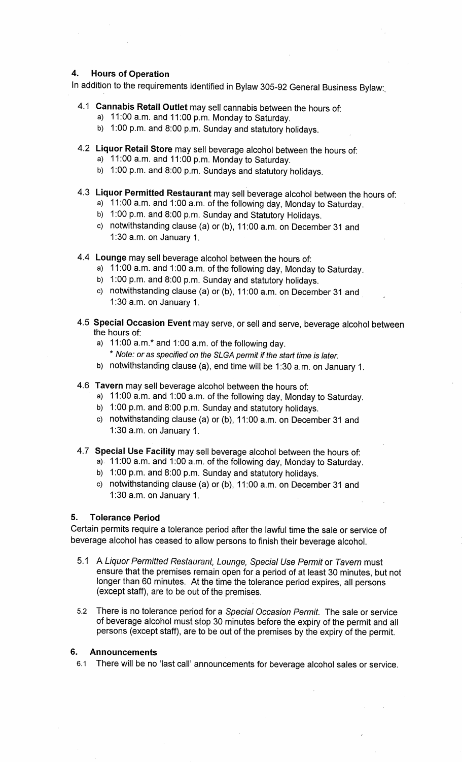## 4. Hours of Operation

In addition to the requirements identified in Bylaw 305-92 General Business Bylaw:

4.1 **Cannabis Retail Outlet** may sell cannabis between the hours of:
   a) 11:00 a.m. and 11:00 p.m. Monday to Saturday.
   b) 1:00 p.m. and 8:00 p.m. Sunday and statutory holidays.

4.2 **Liquor Retail Store** may sell beverage alcohol between the hours of:
   a) 11:00 a.m. and 11:00 p.m. Monday to Saturday.
   b) 1:00 p.m. and 8:00 p.m. Sundays and statutory holidays.

4.3 **Liquor Permitted Restaurant** may sell beverage alcohol between the hours of:
   a) 11:00 a.m. and 1:00 a.m. of the following day, Monday to Saturday.
   b) 1:00 p.m. and 8:00 p.m. Sunday and Statutory Holidays.
   c) notwithstanding clause (a) or (b), 11:00 a.m. on December 31 and 1:30 a.m. on January 1.

4.4 **Lounge** may sell beverage alcohol between the hours of:
   a) 11:00 a.m. and 1:00 a.m. of the following day, Monday to Saturday.
   b) 1:00 p.m. and 8:00 p.m. Sunday and statutory holidays.
   c) notwithstanding clause (a) or (b), 11:00 a.m. on December 31 and 1:30 a.m. on January 1.

4.5 **Special Occasion Event** may serve, or sell and serve, beverage alcohol between the hours of:
   a) 11:00 a.m.* and 1:00 a.m. of the following day.
      * *Note: or as specified on the SLGA permit if the start time is later.*
   b) notwithstanding clause (a), end time will be 1:30 a.m. on January 1.

4.6 **Tavern** may sell beverage alcohol between the hours of:
   a) 11:00 a.m. and 1:00 a.m. of the following day, Monday to Saturday.
   b) 1:00 p.m. and 8:00 p.m. Sunday and statutory holidays.
   c) notwithstanding clause (a) or (b), 11:00 a.m. on December 31 and 1:30 a.m. on January 1.

4.7 **Special Use Facility** may sell beverage alcohol between the hours of:
   a) 11:00 a.m. and 1:00 a.m. of the following day, Monday to Saturday.
   b) 1:00 p.m. and 8:00 p.m. Sunday and statutory holidays.
   c) notwithstanding clause (a) or (b), 11:00 a.m. on December 31 and 1:30 a.m. on January 1.

## 5. Tolerance Period

Certain permits require a tolerance period after the lawful time the sale or service of beverage alcohol has ceased to allow persons to finish their beverage alcohol.

5.1 A *Liquor Permitted Restaurant, Lounge, Special Use Permit* or *Tavern* must ensure that the premises remain open for a period of at least 30 minutes, but not longer than 60 minutes. At the time the tolerance period expires, all persons (except staff), are to be out of the premises.

5.2 There is no tolerance period for a *Special Occasion Permit*. The sale or service of beverage alcohol must stop 30 minutes before the expiry of the permit and all persons (except staff), are to be out of the premises by the expiry of the permit.

## 6. Announcements

6.1 There will be no 'last call' announcements for beverage alcohol sales or service.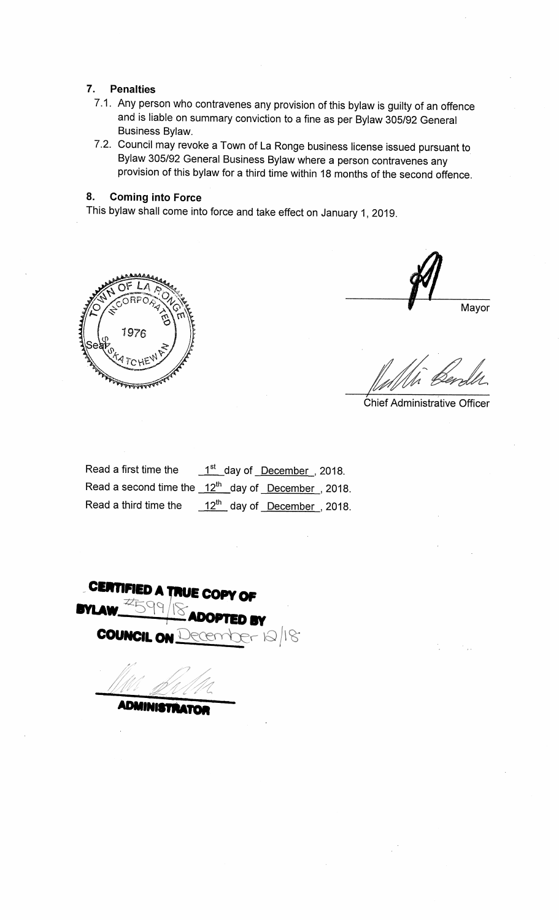## 7. Penalties

7.1. Any person who contravenes any provision of this bylaw is guilty of an offence and is liable on summary conviction to a fine as per Bylaw 305/92 General Business Bylaw.

7.2. Council may revoke a Town of La Ronge business license issued pursuant to Bylaw 305/92 General Business Bylaw where a person contravenes any provision of this bylaw for a third time within 18 months of the second offence.

## 8. Coming into Force

This bylaw shall come into force and take effect on January 1, 2019.

TOWN OF LA RONGE INCORPORATED 1976 Seal SASKATCHEWAN

Mayor

Chief Administrative Officer

Read a first time the 1st day of December, 2018.

Read a second time the 12th day of December, 2018.

Read a third time the 12th day of December, 2018.

**CERTIFIED A TRUE COPY OF BYLAW** #599/18 **ADOPTED BY COUNCIL ON** December 12/18

**ADMINISTRATOR**